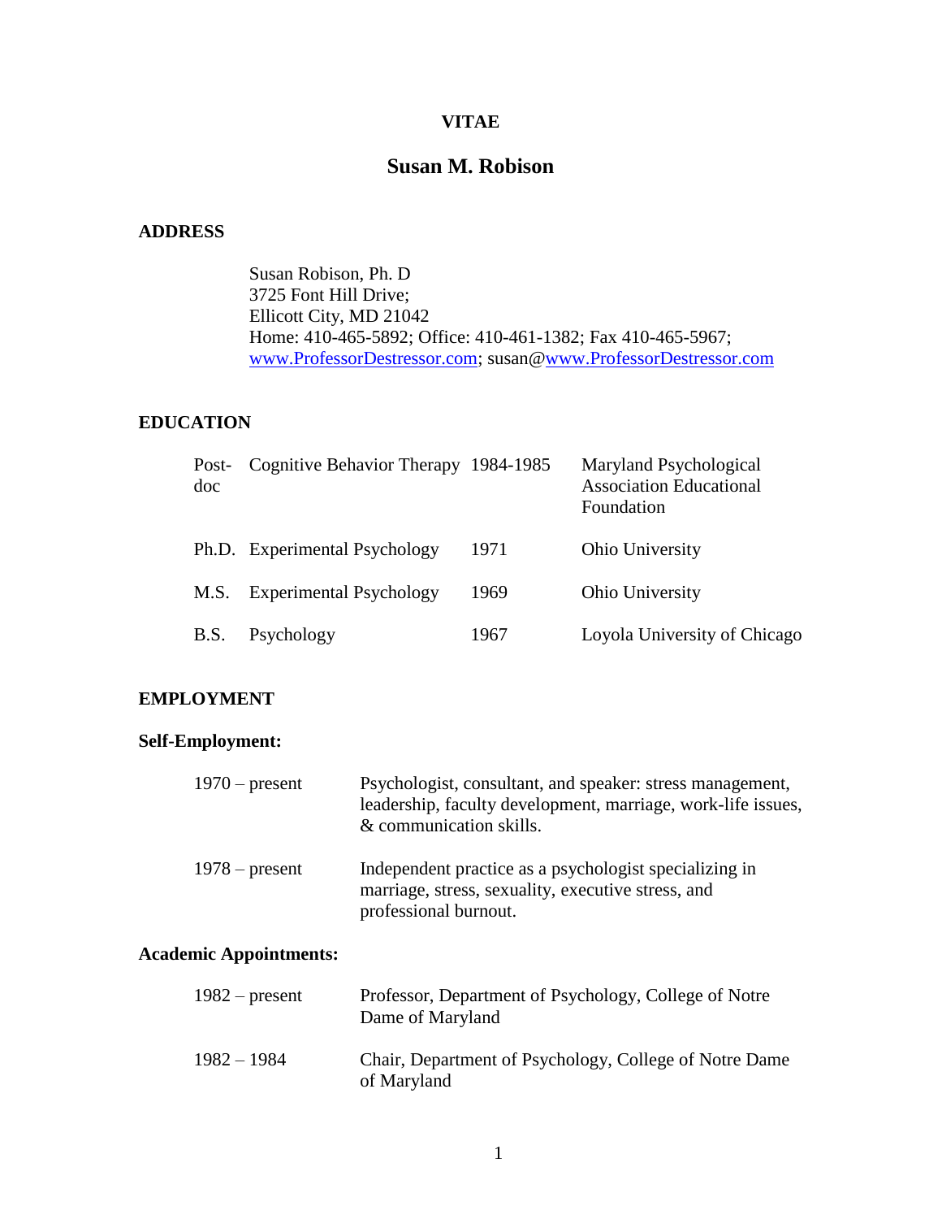# VITAE

## Susan M. Robison

### ADDRESS

Susan Robison, Ph. D
3725 Font Hill Drive;
Ellicott City, MD 21042
Home: 410-465-5892; Office: 410-461-1382; Fax 410-465-5967;
www.ProfessorDestressor.com; susan@www.ProfessorDestressor.com

### EDUCATION

| | | | |
|---|---|---|---|
| Post-doc | Cognitive Behavior Therapy | 1984-1985 | Maryland Psychological Association Educational Foundation |
| Ph.D. | Experimental Psychology | 1971 | Ohio University |
| M.S. | Experimental Psychology | 1969 | Ohio University |
| B.S. | Psychology | 1967 | Loyola University of Chicago |

### EMPLOYMENT

**Self-Employment:**

| | |
|---|---|
| 1970 – present | Psychologist, consultant, and speaker: stress management, leadership, faculty development, marriage, work-life issues, & communication skills. |
| 1978 – present | Independent practice as a psychologist specializing in marriage, stress, sexuality, executive stress, and professional burnout. |

**Academic Appointments:**

| | |
|---|---|
| 1982 – present | Professor, Department of Psychology, College of Notre Dame of Maryland |
| 1982 – 1984 | Chair, Department of Psychology, College of Notre Dame of Maryland |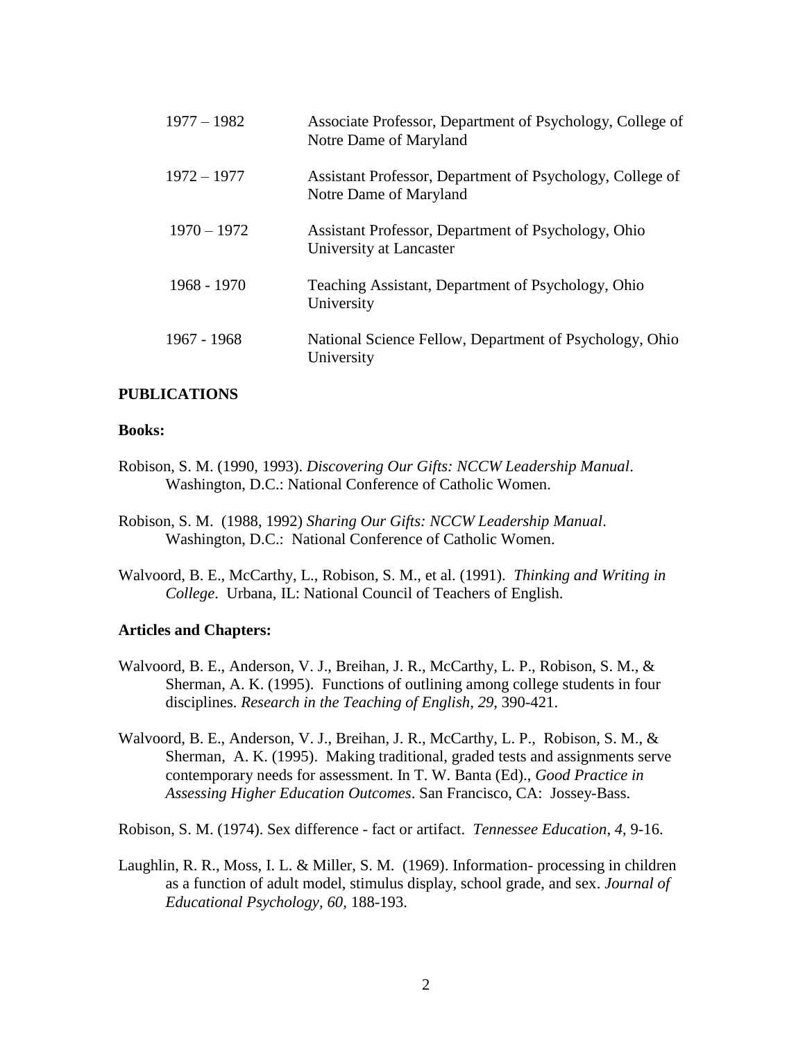| | |
|---|---|
| 1977 – 1982 | Associate Professor, Department of Psychology, College of Notre Dame of Maryland |
| 1972 – 1977 | Assistant Professor, Department of Psychology, College of Notre Dame of Maryland |
| 1970 – 1972 | Assistant Professor, Department of Psychology, Ohio University at Lancaster |
| 1968 - 1970 | Teaching Assistant, Department of Psychology, Ohio University |
| 1967 - 1968 | National Science Fellow, Department of Psychology, Ohio University |

## PUBLICATIONS

### Books:

Robison, S. M. (1990, 1993). *Discovering Our Gifts: NCCW Leadership Manual*. Washington, D.C.: National Conference of Catholic Women.

Robison, S. M. (1988, 1992) *Sharing Our Gifts: NCCW Leadership Manual*. Washington, D.C.: National Conference of Catholic Women.

Walvoord, B. E., McCarthy, L., Robison, S. M., et al. (1991). *Thinking and Writing in College*. Urbana, IL: National Council of Teachers of English.

### Articles and Chapters:

Walvoord, B. E., Anderson, V. J., Breihan, J. R., McCarthy, L. P., Robison, S. M., & Sherman, A. K. (1995). Functions of outlining among college students in four disciplines. *Research in the Teaching of English, 29*, 390-421.

Walvoord, B. E., Anderson, V. J., Breihan, J. R., McCarthy, L. P., Robison, S. M., & Sherman, A. K. (1995). Making traditional, graded tests and assignments serve contemporary needs for assessment. In T. W. Banta (Ed)., *Good Practice in Assessing Higher Education Outcomes*. San Francisco, CA: Jossey-Bass.

Robison, S. M. (1974). Sex difference - fact or artifact. *Tennessee Education*, *4*, 9-16.

Laughlin, R. R., Moss, I. L. & Miller, S. M. (1969). Information- processing in children as a function of adult model, stimulus display, school grade, and sex. *Journal of Educational Psychology*, *60*, 188-193.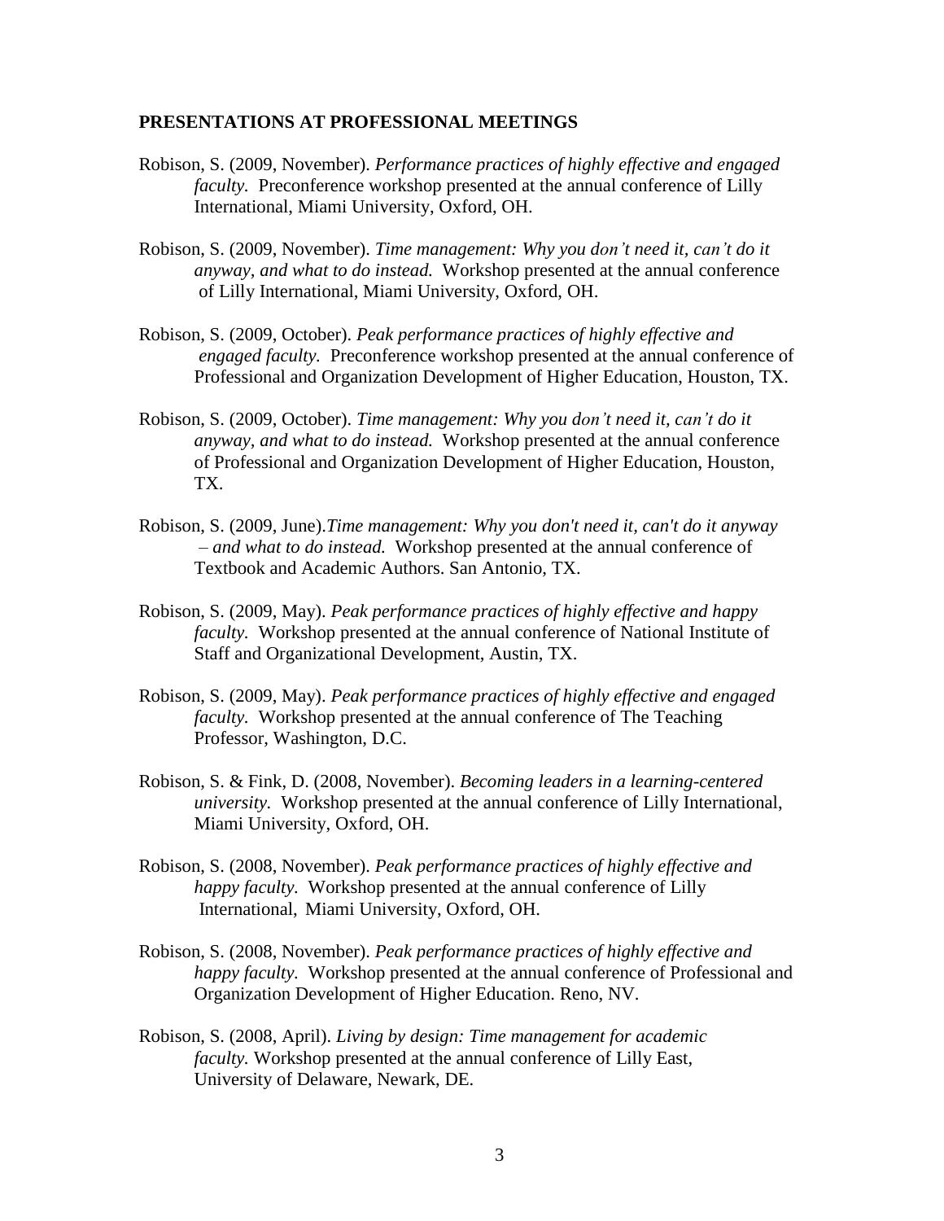**PRESENTATIONS AT PROFESSIONAL MEETINGS**

Robison, S. (2009, November). *Performance practices of highly effective and engaged faculty.* Preconference workshop presented at the annual conference of Lilly International, Miami University, Oxford, OH.

Robison, S. (2009, November). *Time management: Why you don't need it, can't do it anyway, and what to do instead.* Workshop presented at the annual conference of Lilly International, Miami University, Oxford, OH.

Robison, S. (2009, October). *Peak performance practices of highly effective and engaged faculty.* Preconference workshop presented at the annual conference of Professional and Organization Development of Higher Education, Houston, TX.

Robison, S. (2009, October). *Time management: Why you don't need it, can't do it anyway, and what to do instead.* Workshop presented at the annual conference of Professional and Organization Development of Higher Education, Houston, TX.

Robison, S. (2009, June).*Time management: Why you don't need it, can't do it anyway – and what to do instead.* Workshop presented at the annual conference of Textbook and Academic Authors. San Antonio, TX.

Robison, S. (2009, May). *Peak performance practices of highly effective and happy faculty.* Workshop presented at the annual conference of National Institute of Staff and Organizational Development, Austin, TX.

Robison, S. (2009, May). *Peak performance practices of highly effective and engaged faculty.* Workshop presented at the annual conference of The Teaching Professor, Washington, D.C.

Robison, S. & Fink, D. (2008, November). *Becoming leaders in a learning-centered university.* Workshop presented at the annual conference of Lilly International, Miami University, Oxford, OH.

Robison, S. (2008, November). *Peak performance practices of highly effective and happy faculty.* Workshop presented at the annual conference of Lilly International, Miami University, Oxford, OH.

Robison, S. (2008, November). *Peak performance practices of highly effective and happy faculty.* Workshop presented at the annual conference of Professional and Organization Development of Higher Education. Reno, NV.

Robison, S. (2008, April). *Living by design: Time management for academic faculty.* Workshop presented at the annual conference of Lilly East, University of Delaware, Newark, DE.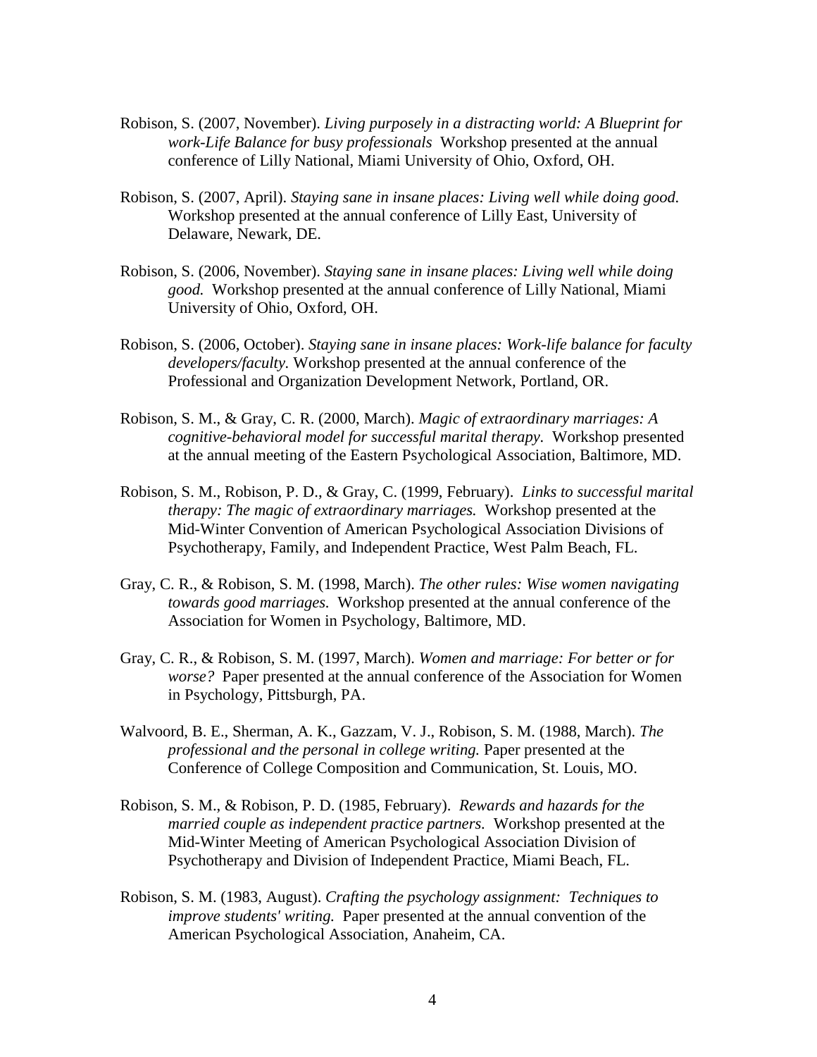Robison, S. (2007, November). *Living purposely in a distracting world: A Blueprint for work-Life Balance for busy professionals* Workshop presented at the annual conference of Lilly National, Miami University of Ohio, Oxford, OH.

Robison, S. (2007, April). *Staying sane in insane places: Living well while doing good.* Workshop presented at the annual conference of Lilly East, University of Delaware, Newark, DE.

Robison, S. (2006, November). *Staying sane in insane places: Living well while doing good.* Workshop presented at the annual conference of Lilly National, Miami University of Ohio, Oxford, OH.

Robison, S. (2006, October). *Staying sane in insane places: Work-life balance for faculty developers/faculty.* Workshop presented at the annual conference of the Professional and Organization Development Network, Portland, OR.

Robison, S. M., & Gray, C. R. (2000, March). *Magic of extraordinary marriages: A cognitive-behavioral model for successful marital therapy.* Workshop presented at the annual meeting of the Eastern Psychological Association, Baltimore, MD.

Robison, S. M., Robison, P. D., & Gray, C. (1999, February). *Links to successful marital therapy: The magic of extraordinary marriages.* Workshop presented at the Mid-Winter Convention of American Psychological Association Divisions of Psychotherapy, Family, and Independent Practice, West Palm Beach, FL.

Gray, C. R., & Robison, S. M. (1998, March). *The other rules: Wise women navigating towards good marriages.* Workshop presented at the annual conference of the Association for Women in Psychology, Baltimore, MD.

Gray, C. R., & Robison, S. M. (1997, March). *Women and marriage: For better or for worse?* Paper presented at the annual conference of the Association for Women in Psychology, Pittsburgh, PA.

Walvoord, B. E., Sherman, A. K., Gazzam, V. J., Robison, S. M. (1988, March). *The professional and the personal in college writing.* Paper presented at the Conference of College Composition and Communication, St. Louis, MO.

Robison, S. M., & Robison, P. D. (1985, February). *Rewards and hazards for the married couple as independent practice partners.* Workshop presented at the Mid-Winter Meeting of American Psychological Association Division of Psychotherapy and Division of Independent Practice, Miami Beach, FL.

Robison, S. M. (1983, August). *Crafting the psychology assignment: Techniques to improve students' writing.* Paper presented at the annual convention of the American Psychological Association, Anaheim, CA.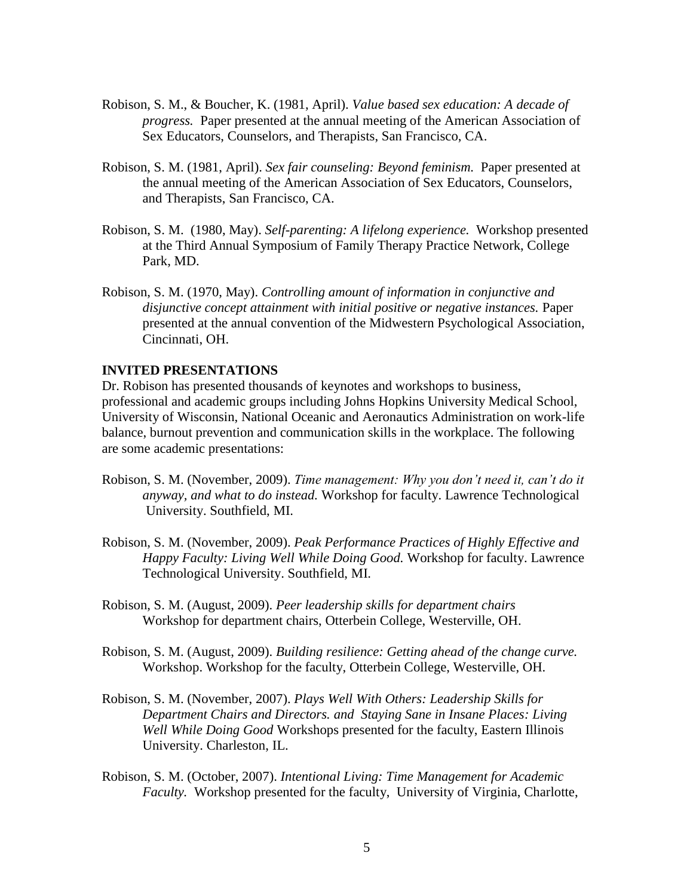Robison, S. M., & Boucher, K. (1981, April). *Value based sex education: A decade of progress.* Paper presented at the annual meeting of the American Association of Sex Educators, Counselors, and Therapists, San Francisco, CA.

Robison, S. M. (1981, April). *Sex fair counseling: Beyond feminism.* Paper presented at the annual meeting of the American Association of Sex Educators, Counselors, and Therapists, San Francisco, CA.

Robison, S. M. (1980, May). *Self-parenting: A lifelong experience.* Workshop presented at the Third Annual Symposium of Family Therapy Practice Network, College Park, MD.

Robison, S. M. (1970, May). *Controlling amount of information in conjunctive and disjunctive concept attainment with initial positive or negative instances.* Paper presented at the annual convention of the Midwestern Psychological Association, Cincinnati, OH.

**INVITED PRESENTATIONS**

Dr. Robison has presented thousands of keynotes and workshops to business, professional and academic groups including Johns Hopkins University Medical School, University of Wisconsin, National Oceanic and Aeronautics Administration on work-life balance, burnout prevention and communication skills in the workplace. The following are some academic presentations:

Robison, S. M. (November, 2009). *Time management: Why you don't need it, can't do it anyway, and what to do instead.* Workshop for faculty. Lawrence Technological University. Southfield, MI.

Robison, S. M. (November, 2009). *Peak Performance Practices of Highly Effective and Happy Faculty: Living Well While Doing Good.* Workshop for faculty. Lawrence Technological University. Southfield, MI.

Robison, S. M. (August, 2009). *Peer leadership skills for department chairs* Workshop for department chairs, Otterbein College, Westerville, OH.

Robison, S. M. (August, 2009). *Building resilience: Getting ahead of the change curve.* Workshop. Workshop for the faculty, Otterbein College, Westerville, OH.

Robison, S. M. (November, 2007). *Plays Well With Others: Leadership Skills for Department Chairs and Directors. and Staying Sane in Insane Places: Living Well While Doing Good* Workshops presented for the faculty, Eastern Illinois University. Charleston, IL.

Robison, S. M. (October, 2007). *Intentional Living: Time Management for Academic Faculty.* Workshop presented for the faculty, University of Virginia, Charlotte,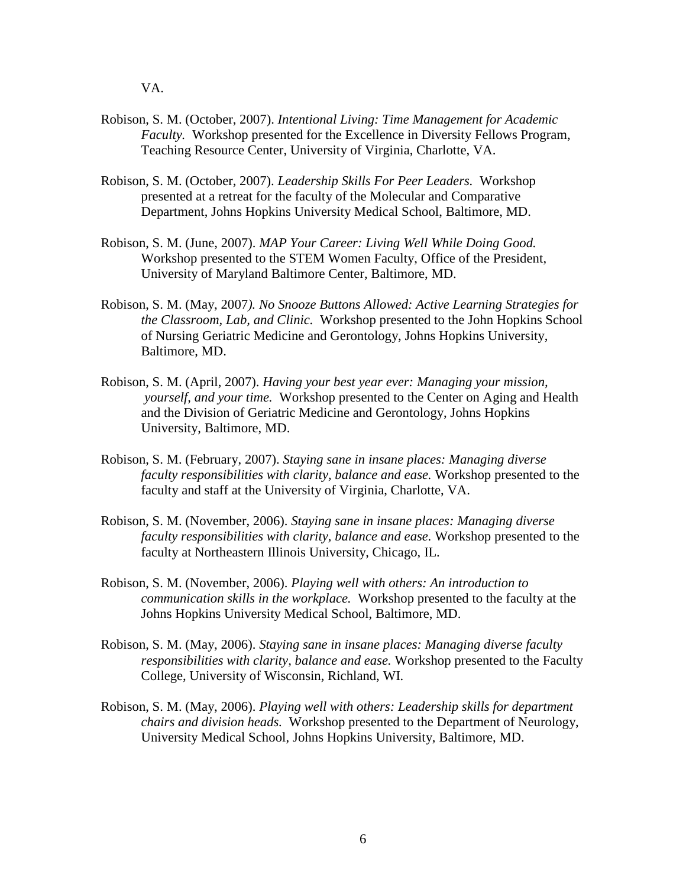VA.

Robison, S. M. (October, 2007). *Intentional Living: Time Management for Academic Faculty.* Workshop presented for the Excellence in Diversity Fellows Program, Teaching Resource Center, University of Virginia, Charlotte, VA.

Robison, S. M. (October, 2007). *Leadership Skills For Peer Leaders.* Workshop presented at a retreat for the faculty of the Molecular and Comparative Department, Johns Hopkins University Medical School, Baltimore, MD.

Robison, S. M. (June, 2007). *MAP Your Career: Living Well While Doing Good.* Workshop presented to the STEM Women Faculty, Office of the President, University of Maryland Baltimore Center, Baltimore, MD.

Robison, S. M. (May, 2007*). No Snooze Buttons Allowed: Active Learning Strategies for the Classroom, Lab, and Clinic.* Workshop presented to the John Hopkins School of Nursing Geriatric Medicine and Gerontology, Johns Hopkins University, Baltimore, MD.

Robison, S. M. (April, 2007). *Having your best year ever: Managing your mission, yourself, and your time.* Workshop presented to the Center on Aging and Health and the Division of Geriatric Medicine and Gerontology, Johns Hopkins University, Baltimore, MD.

Robison, S. M. (February, 2007). *Staying sane in insane places: Managing diverse faculty responsibilities with clarity, balance and ease.* Workshop presented to the faculty and staff at the University of Virginia, Charlotte, VA.

Robison, S. M. (November, 2006). *Staying sane in insane places: Managing diverse faculty responsibilities with clarity, balance and ease.* Workshop presented to the faculty at Northeastern Illinois University, Chicago, IL.

Robison, S. M. (November, 2006). *Playing well with others: An introduction to communication skills in the workplace.* Workshop presented to the faculty at the Johns Hopkins University Medical School, Baltimore, MD.

Robison, S. M. (May, 2006). *Staying sane in insane places: Managing diverse faculty responsibilities with clarity, balance and ease.* Workshop presented to the Faculty College, University of Wisconsin, Richland, WI.

Robison, S. M. (May, 2006). *Playing well with others: Leadership skills for department chairs and division heads.* Workshop presented to the Department of Neurology, University Medical School, Johns Hopkins University, Baltimore, MD.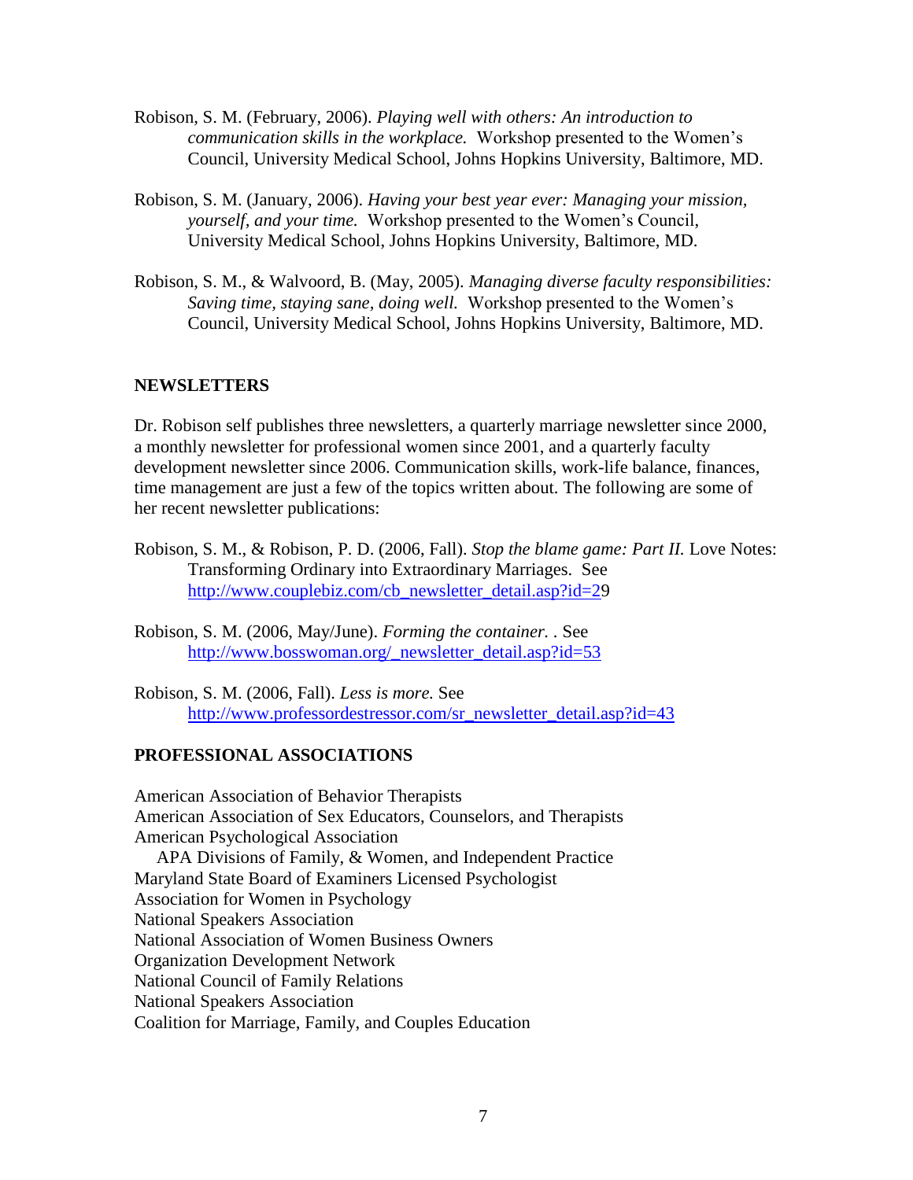Robison, S. M. (February, 2006). *Playing well with others: An introduction to communication skills in the workplace.* Workshop presented to the Women's Council, University Medical School, Johns Hopkins University, Baltimore, MD.

Robison, S. M. (January, 2006). *Having your best year ever: Managing your mission, yourself, and your time.* Workshop presented to the Women's Council, University Medical School, Johns Hopkins University, Baltimore, MD.

Robison, S. M., & Walvoord, B. (May, 2005). *Managing diverse faculty responsibilities: Saving time, staying sane, doing well.* Workshop presented to the Women's Council, University Medical School, Johns Hopkins University, Baltimore, MD.

## NEWSLETTERS

Dr. Robison self publishes three newsletters, a quarterly marriage newsletter since 2000, a monthly newsletter for professional women since 2001, and a quarterly faculty development newsletter since 2006. Communication skills, work-life balance, finances, time management are just a few of the topics written about. The following are some of her recent newsletter publications:

Robison, S. M., & Robison, P. D. (2006, Fall). *Stop the blame game: Part II.* Love Notes: Transforming Ordinary into Extraordinary Marriages. See http://www.couplebiz.com/cb_newsletter_detail.asp?id=29

Robison, S. M. (2006, May/June). *Forming the container.* . See http://www.bosswoman.org/_newsletter_detail.asp?id=53

Robison, S. M. (2006, Fall). *Less is more.* See http://www.professordestressor.com/sr_newsletter_detail.asp?id=43

## PROFESSIONAL ASSOCIATIONS

American Association of Behavior Therapists
American Association of Sex Educators, Counselors, and Therapists
American Psychological Association
APA Divisions of Family, & Women, and Independent Practice
Maryland State Board of Examiners Licensed Psychologist
Association for Women in Psychology
National Speakers Association
National Association of Women Business Owners
Organization Development Network
National Council of Family Relations
National Speakers Association
Coalition for Marriage, Family, and Couples Education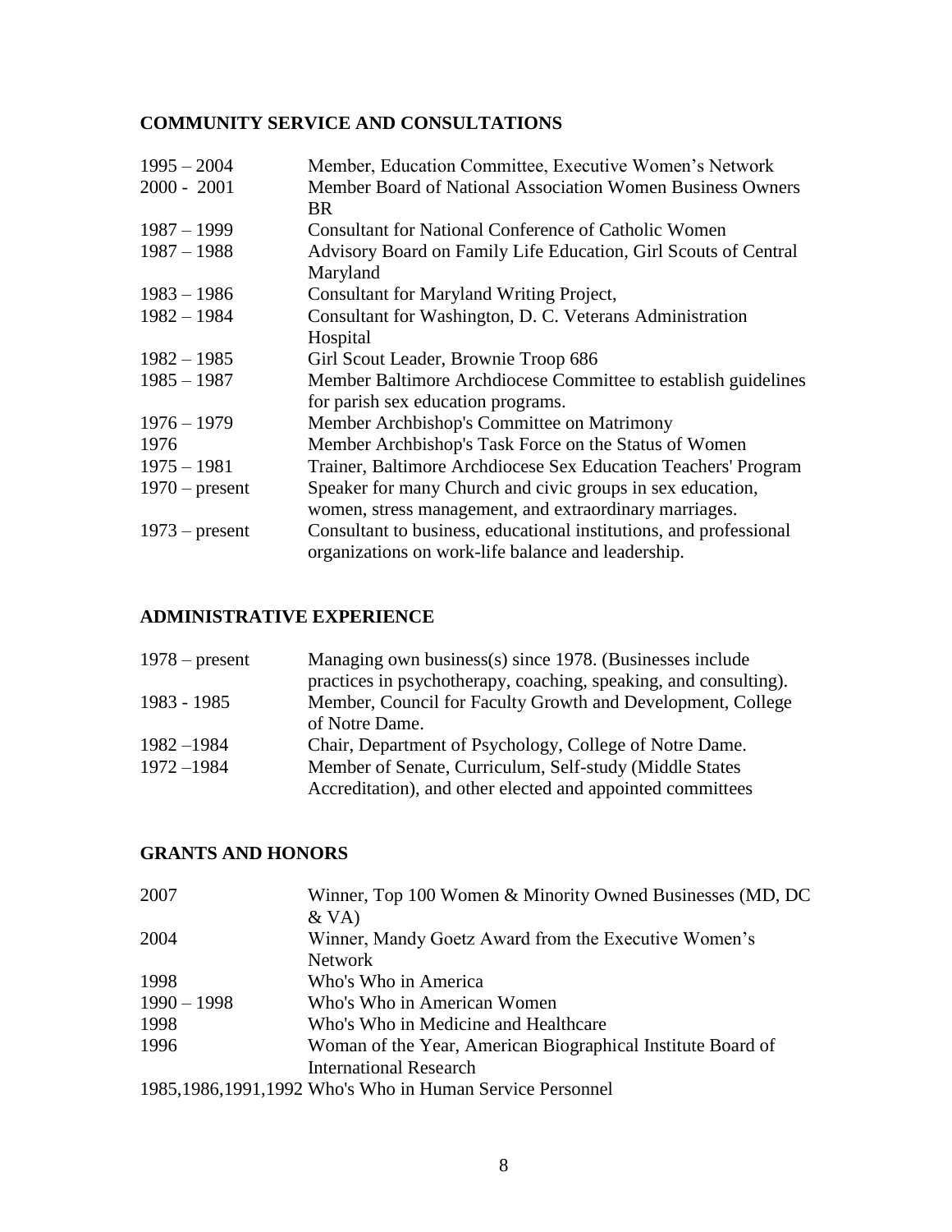## COMMUNITY SERVICE AND CONSULTATIONS

| | |
|---|---|
| 1995 – 2004 | Member, Education Committee, Executive Women's Network |
| 2000 - 2001 | Member Board of National Association Women Business Owners BR |
| 1987 – 1999 | Consultant for National Conference of Catholic Women |
| 1987 – 1988 | Advisory Board on Family Life Education, Girl Scouts of Central Maryland |
| 1983 – 1986 | Consultant for Maryland Writing Project, |
| 1982 – 1984 | Consultant for Washington, D. C. Veterans Administration Hospital |
| 1982 – 1985 | Girl Scout Leader, Brownie Troop 686 |
| 1985 – 1987 | Member Baltimore Archdiocese Committee to establish guidelines for parish sex education programs. |
| 1976 – 1979 | Member Archbishop's Committee on Matrimony |
| 1976 | Member Archbishop's Task Force on the Status of Women |
| 1975 – 1981 | Trainer, Baltimore Archdiocese Sex Education Teachers' Program |
| 1970 – present | Speaker for many Church and civic groups in sex education, women, stress management, and extraordinary marriages. |
| 1973 – present | Consultant to business, educational institutions, and professional organizations on work-life balance and leadership. |

## ADMINISTRATIVE EXPERIENCE

| | |
|---|---|
| 1978 – present | Managing own business(s) since 1978. (Businesses include practices in psychotherapy, coaching, speaking, and consulting). |
| 1983 - 1985 | Member, Council for Faculty Growth and Development, College of Notre Dame. |
| 1982 –1984 | Chair, Department of Psychology, College of Notre Dame. |
| 1972 –1984 | Member of Senate, Curriculum, Self-study (Middle States Accreditation), and other elected and appointed committees |

## GRANTS AND HONORS

| | |
|---|---|
| 2007 | Winner, Top 100 Women & Minority Owned Businesses (MD, DC & VA) |
| 2004 | Winner, Mandy Goetz Award from the Executive Women's Network |
| 1998 | Who's Who in America |
| 1990 – 1998 | Who's Who in American Women |
| 1998 | Who's Who in Medicine and Healthcare |
| 1996 | Woman of the Year, American Biographical Institute Board of International Research |
| 1985,1986,1991,1992 | Who's Who in Human Service Personnel |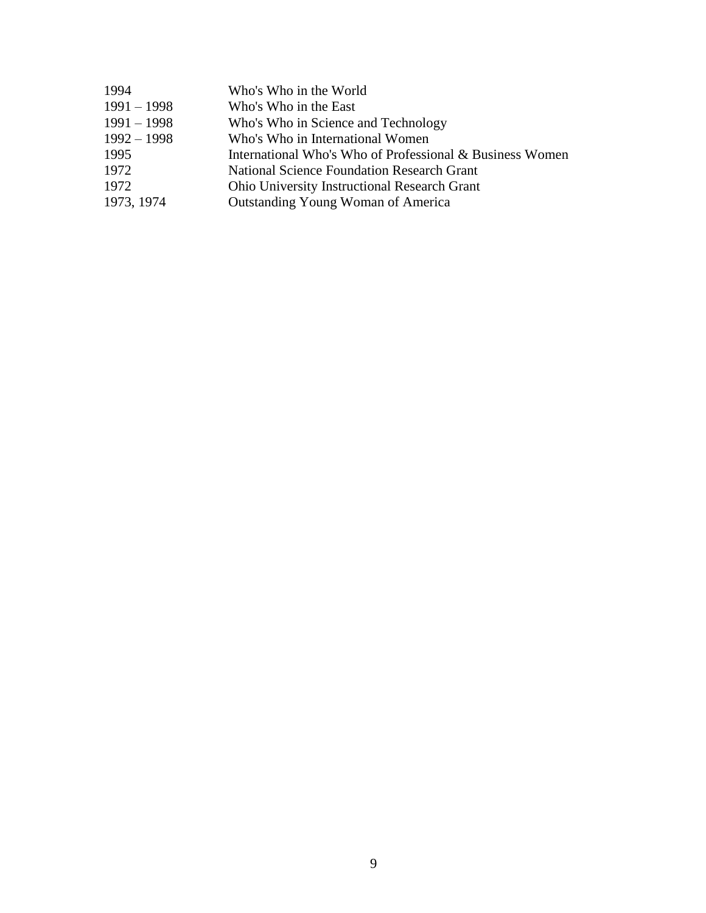| | |
|---|---|
| 1994 | Who's Who in the World |
| 1991 – 1998 | Who's Who in the East |
| 1991 – 1998 | Who's Who in Science and Technology |
| 1992 – 1998 | Who's Who in International Women |
| 1995 | International Who's Who of Professional & Business Women |
| 1972 | National Science Foundation Research Grant |
| 1972 | Ohio University Instructional Research Grant |
| 1973, 1974 | Outstanding Young Woman of America |